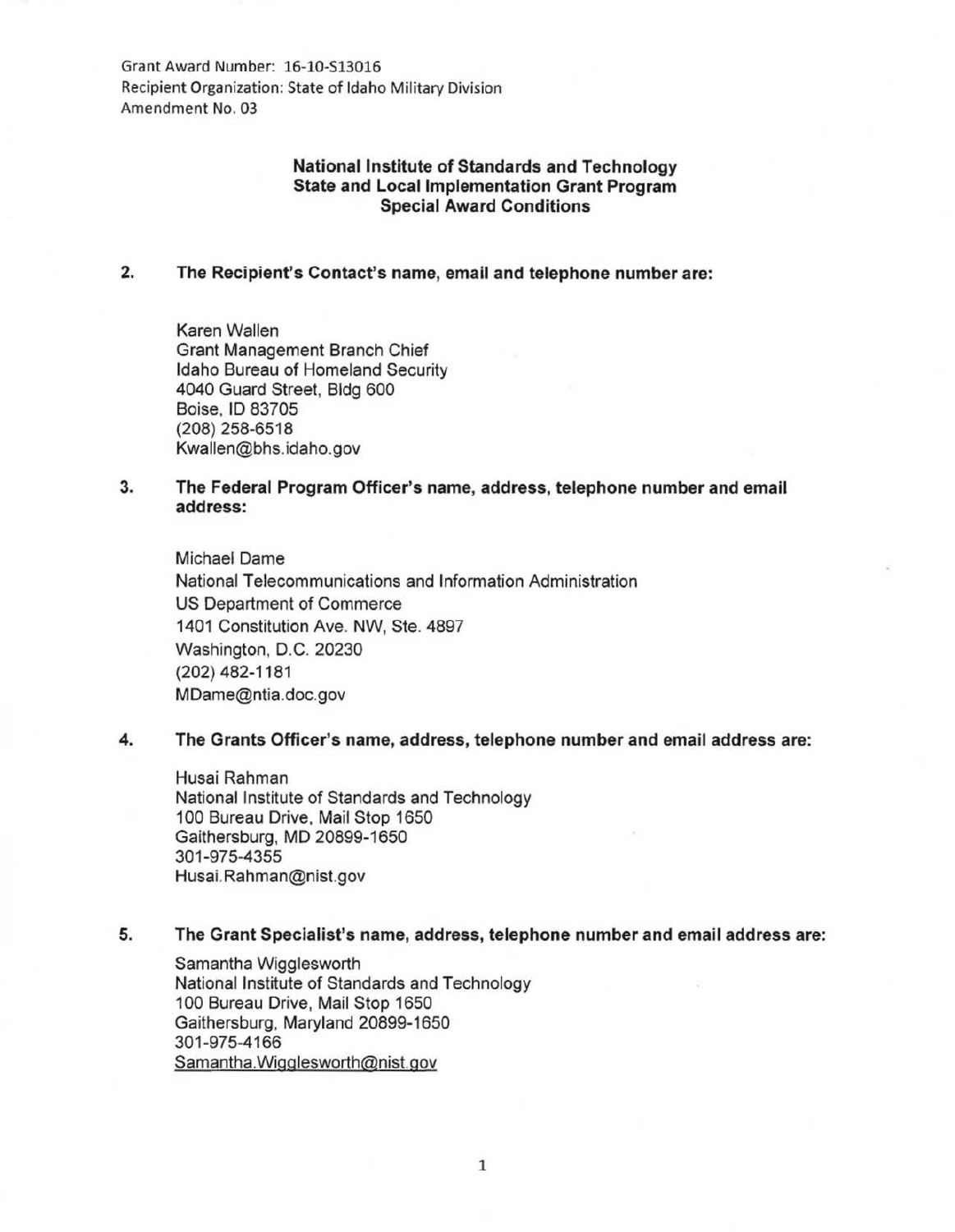Grant Award Number: 16-10-S13016
Recipient Organization: State of Idaho Military Division
Amendment No. 03

**National Institute of Standards and Technology**
**State and Local Implementation Grant Program**
**Special Award Conditions**

**2. The Recipient's Contact's name, email and telephone number are:**

Karen Wallen
Grant Management Branch Chief
Idaho Bureau of Homeland Security
4040 Guard Street, Bldg 600
Boise, ID 83705
(208) 258-6518
Kwallen@bhs.idaho.gov

**3. The Federal Program Officer's name, address, telephone number and email address:**

Michael Dame
National Telecommunications and Information Administration
US Department of Commerce
1401 Constitution Ave. NW, Ste. 4897
Washington, D.C. 20230
(202) 482-1181
MDame@ntia.doc.gov

**4. The Grants Officer's name, address, telephone number and email address are:**

Husai Rahman
National Institute of Standards and Technology
100 Bureau Drive, Mail Stop 1650
Gaithersburg, MD 20899-1650
301-975-4355
Husai.Rahman@nist.gov

**5. The Grant Specialist's name, address, telephone number and email address are:**

Samantha Wigglesworth
National Institute of Standards and Technology
100 Bureau Drive, Mail Stop 1650
Gaithersburg, Maryland 20899-1650
301-975-4166
Samantha.Wigglesworth@nist.gov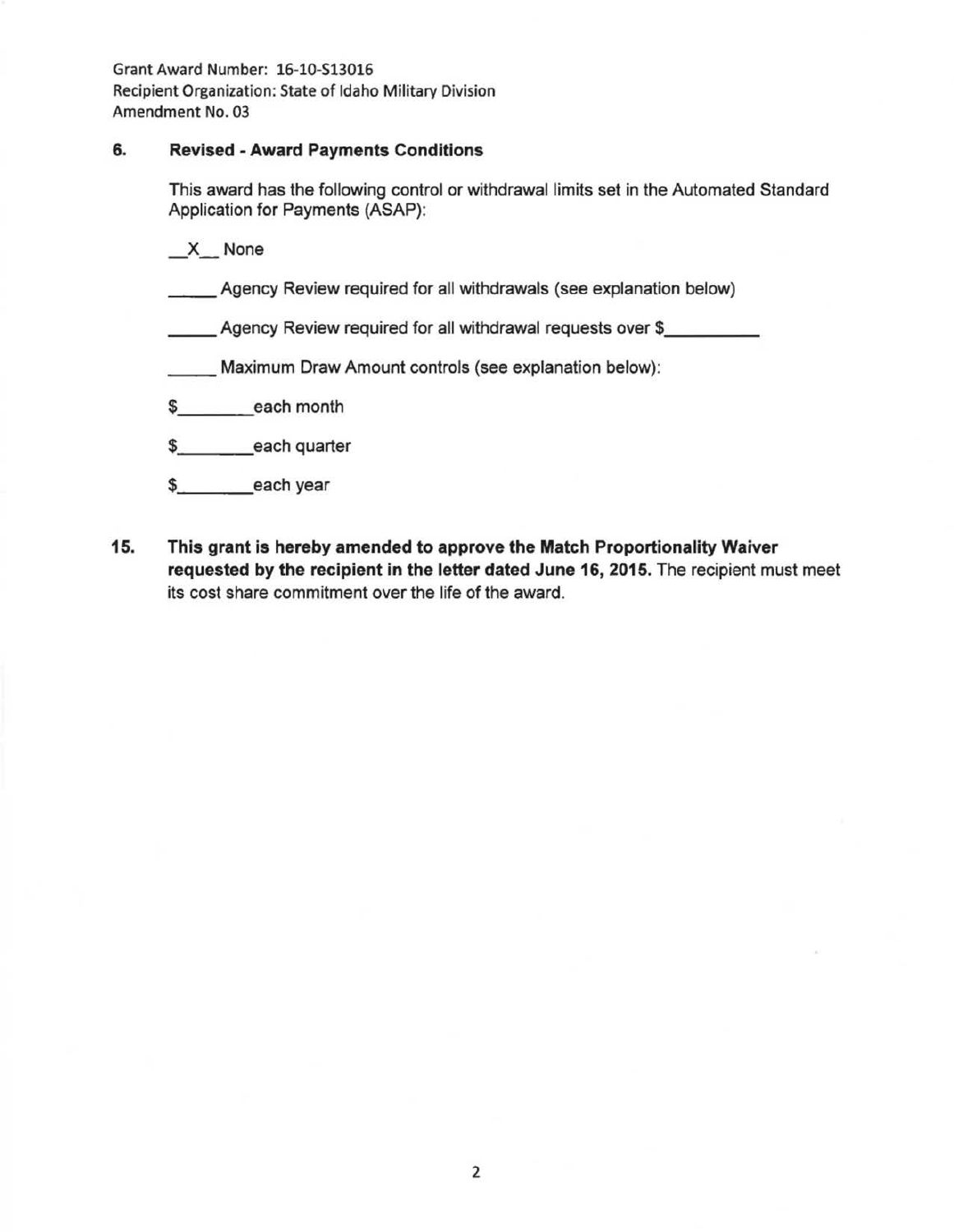Grant Award Number: 16-10-S13016
Recipient Organization: State of Idaho Military Division
Amendment No. 03

**6. Revised - Award Payments Conditions**

This award has the following control or withdrawal limits set in the Automated Standard Application for Payments (ASAP):

\_\_X\_\_ None

\_\_\_\_\_ Agency Review required for all withdrawals (see explanation below)

\_\_\_\_\_ Agency Review required for all withdrawal requests over $\_\_\_\_\_\_\_\_\_

\_\_\_\_\_ Maximum Draw Amount controls (see explanation below):

$\_\_\_\_\_\_\_\_ each month

$\_\_\_\_\_\_\_\_ each quarter

$\_\_\_\_\_\_\_\_ each year

**15. This grant is hereby amended to approve the Match Proportionality Waiver requested by the recipient in the letter dated June 16, 2015.** The recipient must meet its cost share commitment over the life of the award.